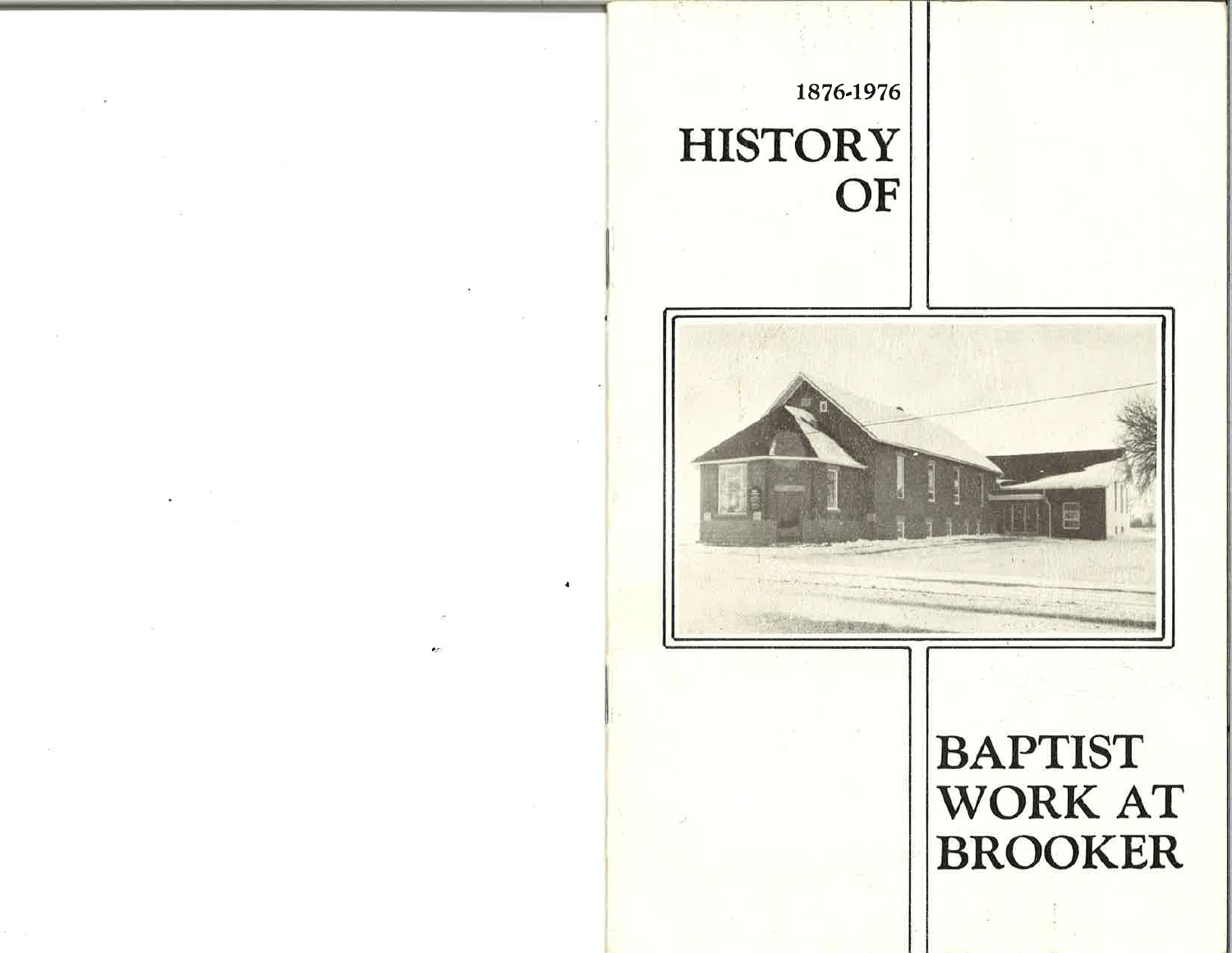1876-1976

# HISTORY OF

# BAPTIST WORK AT BROOKER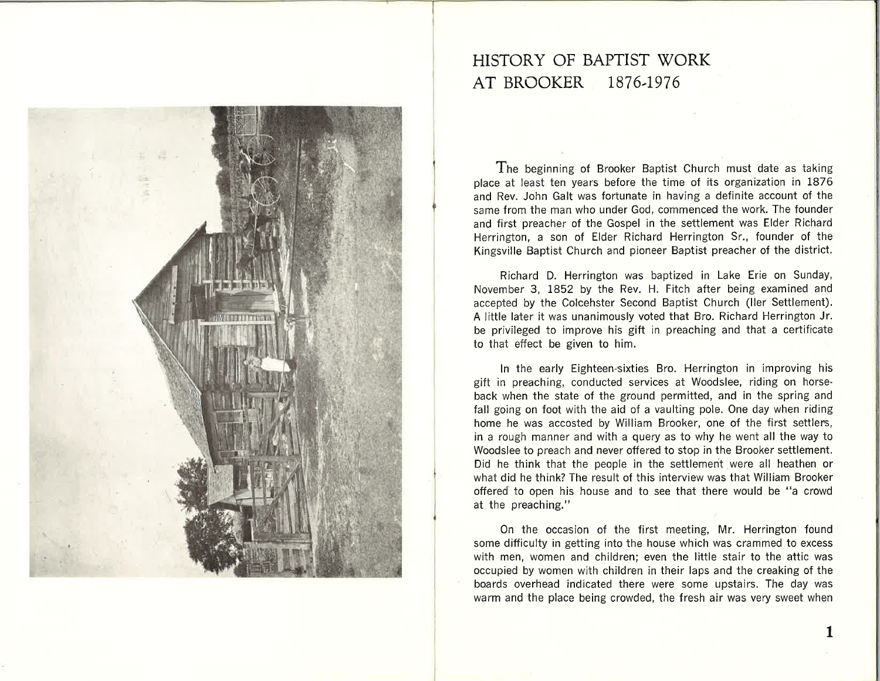# HISTORY OF BAPTIST WORK AT BROOKER 1876-1976

The beginning of Brooker Baptist Church must date as taking place at least ten years before the time of its organization in 1876 and Rev. John Galt was fortunate in having a definite account of the same from the man who under God, commenced the work. The founder and first preacher of the Gospel in the settlement was Elder Richard Herrington, a son of Elder Richard Herrington Sr., founder of the Kingsville Baptist Church and pioneer Baptist preacher of the district.

Richard D. Herrington was baptized in Lake Erie on Sunday, November 3, 1852 by the Rev. H. Fitch after being examined and accepted by the Colcehster Second Baptist Church (Iler Settlement). A little later it was unanimously voted that Bro. Richard Herrington Jr. be privileged to improve his gift in preaching and that a certificate to that effect be given to him.

In the early Eighteen-sixties Bro. Herrington in improving his gift in preaching, conducted services at Woodslee, riding on horseback when the state of the ground permitted, and in the spring and fall going on foot with the aid of a vaulting pole. One day when riding home he was accosted by William Brooker, one of the first settlers, in a rough manner and with a query as to why he went all the way to Woodslee to preach and never offered to stop in the Brooker settlement. Did he think that the people in the settlement were all heathen or what did he think? The result of this interview was that William Brooker offered to open his house and to see that there would be "a crowd at the preaching."

On the occasion of the first meeting, Mr. Herrington found some difficulty in getting into the house which was crammed to excess with men, women and children; even the little stair to the attic was occupied by women with children in their laps and the creaking of the boards overhead indicated there were some upstairs. The day was warm and the place being crowded, the fresh air was very sweet when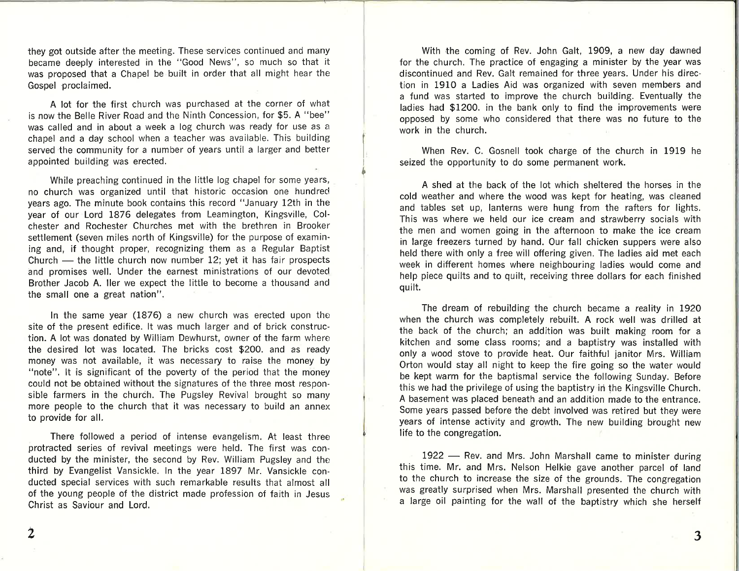they got outside after the meeting. These services continued and many became deeply interested in the "Good News", so much so that it was proposed that a Chapel be built in order that all might hear the Gospel proclaimed.

A lot for the first church was purchased at the corner of what is now the Belle River Road and the Ninth Concession, for $5. A "bee" was called and in about a week a log church was ready for use as a chapel and a day school when a teacher was available. This building served the community for a number of years until a larger and better appointed building was erected.

While preaching continued in the little log chapel for some years, no church was organized until that historic occasion one hundred years ago. The minute book contains this record "January 12th in the year of our Lord 1876 delegates from Leamington, Kingsville, Colchester and Rochester Churches met with the brethren in Brooker settlement (seven miles north of Kingsville) for the purpose of examining and, if thought proper, recognizing them as a Regular Baptist Church — the little church now number 12; yet it has fair prospects and promises well. Under the earnest ministrations of our devoted Brother Jacob A. Iler we expect the little to become a thousand and the small one a great nation".

In the same year (1876) a new church was erected upon the site of the present edifice. It was much larger and of brick construction. A lot was donated by William Dewhurst, owner of the farm where the desired lot was located. The bricks cost $200. and as ready money was not available, it was necessary to raise the money by "note". It is significant of the poverty of the period that the money could not be obtained without the signatures of the three most responsible farmers in the church. The Pugsley Revival brought so many more people to the church that it was necessary to build an annex to provide for all.

There followed a period of intense evangelism. At least three protracted series of revival meetings were held. The first was conducted by the minister, the second by Rev. William Pugsley and the third by Evangelist Vansickle. In the year 1897 Mr. Vansickle conducted special services with such remarkable results that almost all of the young people of the district made profession of faith in Jesus Christ as Saviour and Lord.

With the coming of Rev. John Galt, 1909, a new day dawned for the church. The practice of engaging a minister by the year was discontinued and Rev. Galt remained for three years. Under his direction in 1910 a Ladies Aid was organized with seven members and a fund was started to improve the church building. Eventually the ladies had $1200. in the bank only to find the improvements were opposed by some who considered that there was no future to the work in the church.

When Rev. C. Gosnell took charge of the church in 1919 he seized the opportunity to do some permanent work.

A shed at the back of the lot which sheltered the horses in the cold weather and where the wood was kept for heating, was cleaned and tables set up, lanterns were hung from the rafters for lights. This was where we held our ice cream and strawberry socials with the men and women going in the afternoon to make the ice cream in large freezers turned by hand. Our fall chicken suppers were also held there with only a free will offering given. The ladies aid met each week in different homes where neighbouring ladies would come and help piece quilts and to quilt, receiving three dollars for each finished quilt.

The dream of rebuilding the church became a reality in 1920 when the church was completely rebuilt. A rock well was drilled at the back of the church; an addition was built making room for a kitchen and some class rooms; and a baptistry was installed with only a wood stove to provide heat. Our faithful janitor Mrs. William Orton would stay all night to keep the fire going so the water would be kept warm for the baptismal service the following Sunday. Before this we had the privilege of using the baptistry in the Kingsville Church. A basement was placed beneath and an addition made to the entrance. Some years passed before the debt involved was retired but they were years of intense activity and growth. The new building brought new life to the congregation.

1922 — Rev. and Mrs. John Marshall came to minister during this time. Mr. and Mrs. Nelson Helkie gave another parcel of land to the church to increase the size of the grounds. The congregation was greatly surprised when Mrs. Marshall presented the church with a large oil painting for the wall of the baptistry which she herself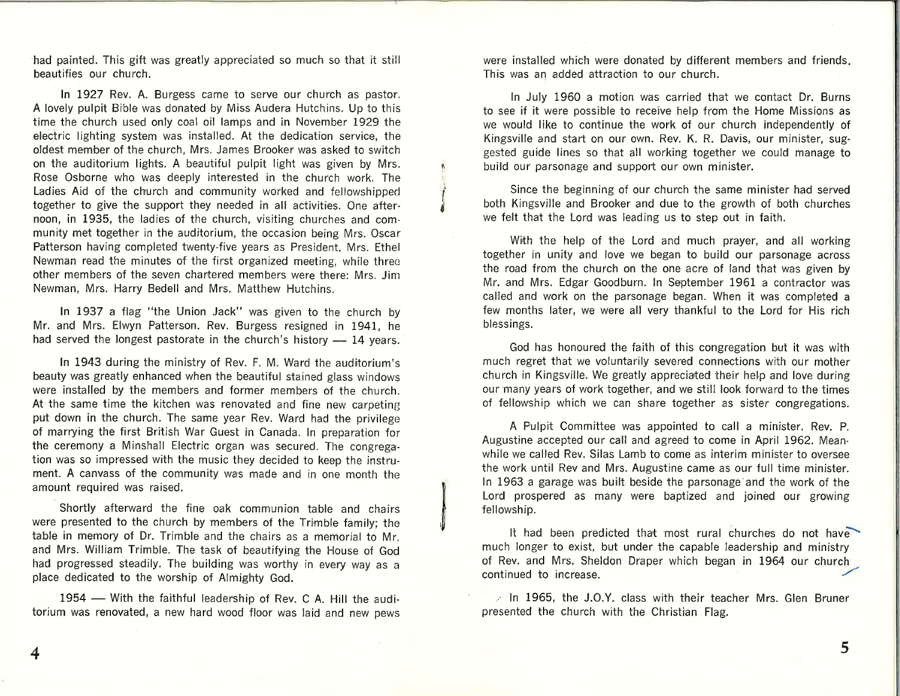had painted. This gift was greatly appreciated so much so that it still beautifies our church.

In 1927 Rev. A. Burgess came to serve our church as pastor. A lovely pulpit Bible was donated by Miss Audera Hutchins. Up to this time the church used only coal oil lamps and in November 1929 the electric lighting system was installed. At the dedication service, the oldest member of the church, Mrs. James Brooker was asked to switch on the auditorium lights. A beautiful pulpit light was given by Mrs. Rose Osborne who was deeply interested in the church work. The Ladies Aid of the church and community worked and fellowshipped together to give the support they needed in all activities. One afternoon, in 1935, the ladies of the church, visiting churches and community met together in the auditorium, the occasion being Mrs. Oscar Patterson having completed twenty-five years as President. Mrs. Ethel Newman read the minutes of the first organized meeting, while three other members of the seven chartered members were there: Mrs. Jim Newman, Mrs. Harry Bedell and Mrs. Matthew Hutchins.

In 1937 a flag "the Union Jack" was given to the church by Mr. and Mrs. Elwyn Patterson. Rev. Burgess resigned in 1941, he had served the longest pastorate in the church's history — 14 years.

In 1943 during the ministry of Rev. F. M. Ward the auditorium's beauty was greatly enhanced when the beautiful stained glass windows were installed by the members and former members of the church. At the same time the kitchen was renovated and fine new carpeting put down in the church. The same year Rev. Ward had the privilege of marrying the first British War Guest in Canada. In preparation for the ceremony a Minshall Electric organ was secured. The congregation was so impressed with the music they decided to keep the instrument. A canvass of the community was made and in one month the amount required was raised.

Shortly afterward the fine oak communion table and chairs were presented to the church by members of the Trimble family; the table in memory of Dr. Trimble and the chairs as a memorial to Mr. and Mrs. William Trimble. The task of beautifying the House of God had progressed steadily. The building was worthy in every way as a place dedicated to the worship of Almighty God.

1954 — With the faithful leadership of Rev. C A. Hill the auditorium was renovated, a new hard wood floor was laid and new pews were installed which were donated by different members and friends. This was an added attraction to our church.

In July 1960 a motion was carried that we contact Dr. Burns to see if it were possible to receive help from the Home Missions as we would like to continue the work of our church independently of Kingsville and start on our own. Rev. K. R. Davis, our minister, suggested guide lines so that all working together we could manage to build our parsonage and support our own minister.

Since the beginning of our church the same minister had served both Kingsville and Brooker and due to the growth of both churches we felt that the Lord was leading us to step out in faith.

With the help of the Lord and much prayer, and all working together in unity and love we began to build our parsonage across the road from the church on the one acre of land that was given by Mr. and Mrs. Edgar Goodburn. In September 1961 a contractor was called and work on the parsonage began. When it was completed a few months later, we were all very thankful to the Lord for His rich blessings.

God has honoured the faith of this congregation but it was with much regret that we voluntarily severed connections with our mother church in Kingsville. We greatly appreciated their help and love during our many years of work together, and we still look forward to the times of fellowship which we can share together as sister congregations.

A Pulpit Committee was appointed to call a minister. Rev. P. Augustine accepted our call and agreed to come in April 1962. Meanwhile we called Rev. Silas Lamb to come as interim minister to oversee the work until Rev and Mrs. Augustine came as our full time minister. In 1963 a garage was built beside the parsonage and the work of the Lord prospered as many were baptized and joined our growing fellowship.

It had been predicted that most rural churches do not have much longer to exist, but under the capable leadership and ministry of Rev. and Mrs. Sheldon Draper which began in 1964 our church continued to increase.

In 1965, the J.O.Y. class with their teacher Mrs. Glen Bruner presented the church with the Christian Flag.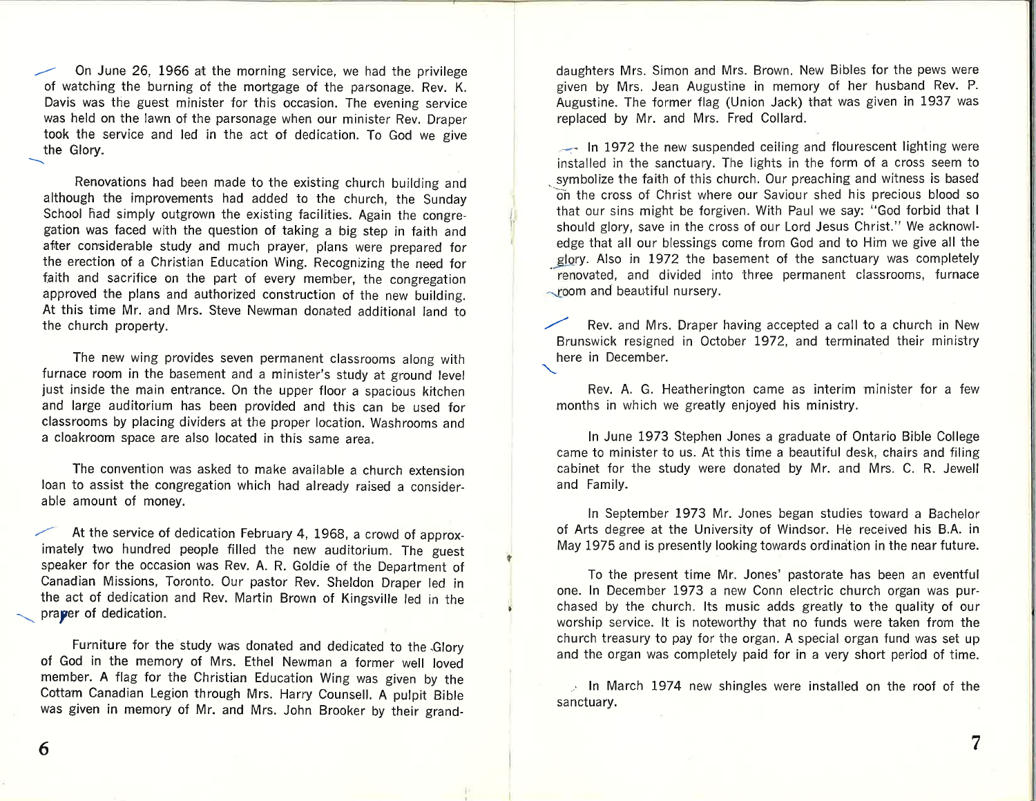On June 26, 1966 at the morning service, we had the privilege of watching the burning of the mortgage of the parsonage. Rev. K. Davis was the guest minister for this occasion. The evening service was held on the lawn of the parsonage when our minister Rev. Draper took the service and led in the act of dedication. To God we give the Glory.

Renovations had been made to the existing church building and although the improvements had added to the church, the Sunday School had simply outgrown the existing facilities. Again the congregation was faced with the question of taking a big step in faith and after considerable study and much prayer, plans were prepared for the erection of a Christian Education Wing. Recognizing the need for faith and sacrifice on the part of every member, the congregation approved the plans and authorized construction of the new building. At this time Mr. and Mrs. Steve Newman donated additional land to the church property.

The new wing provides seven permanent classrooms along with furnace room in the basement and a minister's study at ground level just inside the main entrance. On the upper floor a spacious kitchen and large auditorium has been provided and this can be used for classrooms by placing dividers at the proper location. Washrooms and a cloakroom space are also located in this same area.

The convention was asked to make available a church extension loan to assist the congregation which had already raised a considerable amount of money.

At the service of dedication February 4, 1968, a crowd of approximately two hundred people filled the new auditorium. The guest speaker for the occasion was Rev. A. R. Goldie of the Department of Canadian Missions, Toronto. Our pastor Rev. Sheldon Draper led in the act of dedication and Rev. Martin Brown of Kingsville led in the prayer of dedication.

Furniture for the study was donated and dedicated to the Glory of God in the memory of Mrs. Ethel Newman a former well loved member. A flag for the Christian Education Wing was given by the Cottam Canadian Legion through Mrs. Harry Counsell. A pulpit Bible was given in memory of Mr. and Mrs. John Brooker by their granddaughters Mrs. Simon and Mrs. Brown. New Bibles for the pews were given by Mrs. Jean Augustine in memory of her husband Rev. P. Augustine. The former flag (Union Jack) that was given in 1937 was replaced by Mr. and Mrs. Fred Collard.

In 1972 the new suspended ceiling and flourescent lighting were installed in the sanctuary. The lights in the form of a cross seem to symbolize the faith of this church. Our preaching and witness is based on the cross of Christ where our Saviour shed his precious blood so that our sins might be forgiven. With Paul we say: "God forbid that I should glory, save in the cross of our Lord Jesus Christ." We acknowledge that all our blessings come from God and to Him we give all the glory. Also in 1972 the basement of the sanctuary was completely renovated, and divided into three permanent classrooms, furnace room and beautiful nursery.

Rev. and Mrs. Draper having accepted a call to a church in New Brunswick resigned in October 1972, and terminated their ministry here in December.

Rev. A. G. Heatherington came as interim minister for a few months in which we greatly enjoyed his ministry.

In June 1973 Stephen Jones a graduate of Ontario Bible College came to minister to us. At this time a beautiful desk, chairs and filing cabinet for the study were donated by Mr. and Mrs. C. R. Jewell and Family.

In September 1973 Mr. Jones began studies toward a Bachelor of Arts degree at the University of Windsor. He received his B.A. in May 1975 and is presently looking towards ordination in the near future.

To the present time Mr. Jones' pastorate has been an eventful one. In December 1973 a new Conn electric church organ was purchased by the church. Its music adds greatly to the quality of our worship service. It is noteworthy that no funds were taken from the church treasury to pay for the organ. A special organ fund was set up and the organ was completely paid for in a very short period of time.

In March 1974 new shingles were installed on the roof of the sanctuary.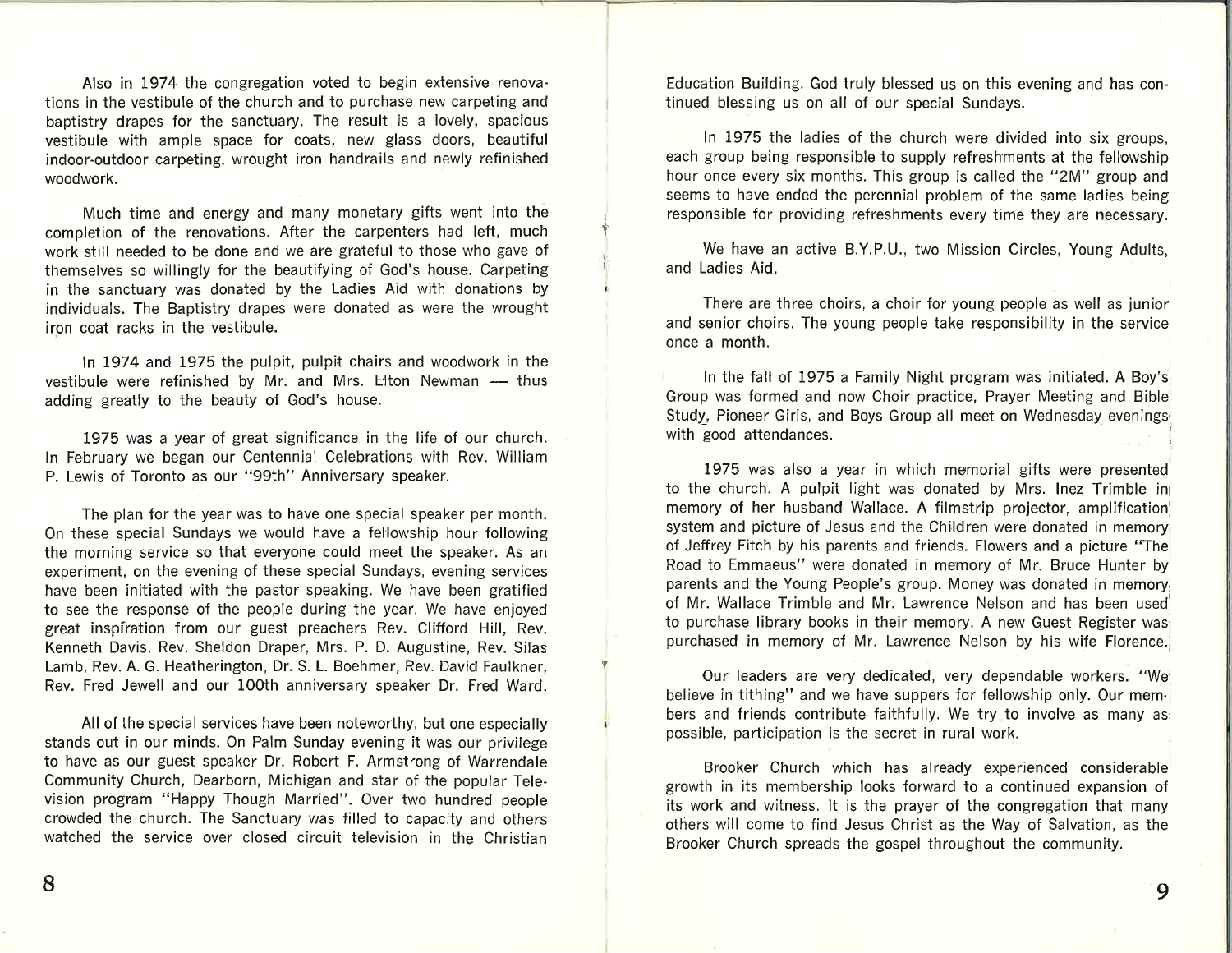Also in 1974 the congregation voted to begin extensive renovations in the vestibule of the church and to purchase new carpeting and baptistry drapes for the sanctuary. The result is a lovely, spacious vestibule with ample space for coats, new glass doors, beautiful indoor-outdoor carpeting, wrought iron handrails and newly refinished woodwork.

Much time and energy and many monetary gifts went into the completion of the renovations. After the carpenters had left, much work still needed to be done and we are grateful to those who gave of themselves so willingly for the beautifying of God's house. Carpeting in the sanctuary was donated by the Ladies Aid with donations by individuals. The Baptistry drapes were donated as were the wrought iron coat racks in the vestibule.

In 1974 and 1975 the pulpit, pulpit chairs and woodwork in the vestibule were refinished by Mr. and Mrs. Elton Newman — thus adding greatly to the beauty of God's house.

1975 was a year of great significance in the life of our church. In February we began our Centennial Celebrations with Rev. William P. Lewis of Toronto as our "99th" Anniversary speaker.

The plan for the year was to have one special speaker per month. On these special Sundays we would have a fellowship hour following the morning service so that everyone could meet the speaker. As an experiment, on the evening of these special Sundays, evening services have been initiated with the pastor speaking. We have been gratified to see the response of the people during the year. We have enjoyed great inspiration from our guest preachers Rev. Clifford Hill, Rev. Kenneth Davis, Rev. Sheldon Draper, Mrs. P. D. Augustine, Rev. Silas Lamb, Rev. A. G. Heatherington, Dr. S. L. Boehmer, Rev. David Faulkner, Rev. Fred Jewell and our 100th anniversary speaker Dr. Fred Ward.

All of the special services have been noteworthy, but one especially stands out in our minds. On Palm Sunday evening it was our privilege to have as our guest speaker Dr. Robert F. Armstrong of Warrendale Community Church, Dearborn, Michigan and star of the popular Television program "Happy Though Married". Over two hundred people crowded the church. The Sanctuary was filled to capacity and others watched the service over closed circuit television in the Christian Education Building. God truly blessed us on this evening and has continued blessing us on all of our special Sundays.

In 1975 the ladies of the church were divided into six groups, each group being responsible to supply refreshments at the fellowship hour once every six months. This group is called the "2M" group and seems to have ended the perennial problem of the same ladies being responsible for providing refreshments every time they are necessary.

We have an active B.Y.P.U., two Mission Circles, Young Adults, and Ladies Aid.

There are three choirs, a choir for young people as well as junior and senior choirs. The young people take responsibility in the service once a month.

In the fall of 1975 a Family Night program was initiated. A Boy's Group was formed and now Choir practice, Prayer Meeting and Bible Study, Pioneer Girls, and Boys Group all meet on Wednesday evenings with good attendances.

1975 was also a year in which memorial gifts were presented to the church. A pulpit light was donated by Mrs. Inez Trimble in memory of her husband Wallace. A filmstrip projector, amplification system and picture of Jesus and the Children were donated in memory of Jeffrey Fitch by his parents and friends. Flowers and a picture "The Road to Emmaeus" were donated in memory of Mr. Bruce Hunter by parents and the Young People's group. Money was donated in memory of Mr. Wallace Trimble and Mr. Lawrence Nelson and has been used to purchase library books in their memory. A new Guest Register was purchased in memory of Mr. Lawrence Nelson by his wife Florence.

Our leaders are very dedicated, very dependable workers. "We believe in tithing" and we have suppers for fellowship only. Our members and friends contribute faithfully. We try to involve as many as possible, participation is the secret in rural work.

Brooker Church which has already experienced considerable growth in its membership looks forward to a continued expansion of its work and witness. It is the prayer of the congregation that many others will come to find Jesus Christ as the Way of Salvation, as the Brooker Church spreads the gospel throughout the community.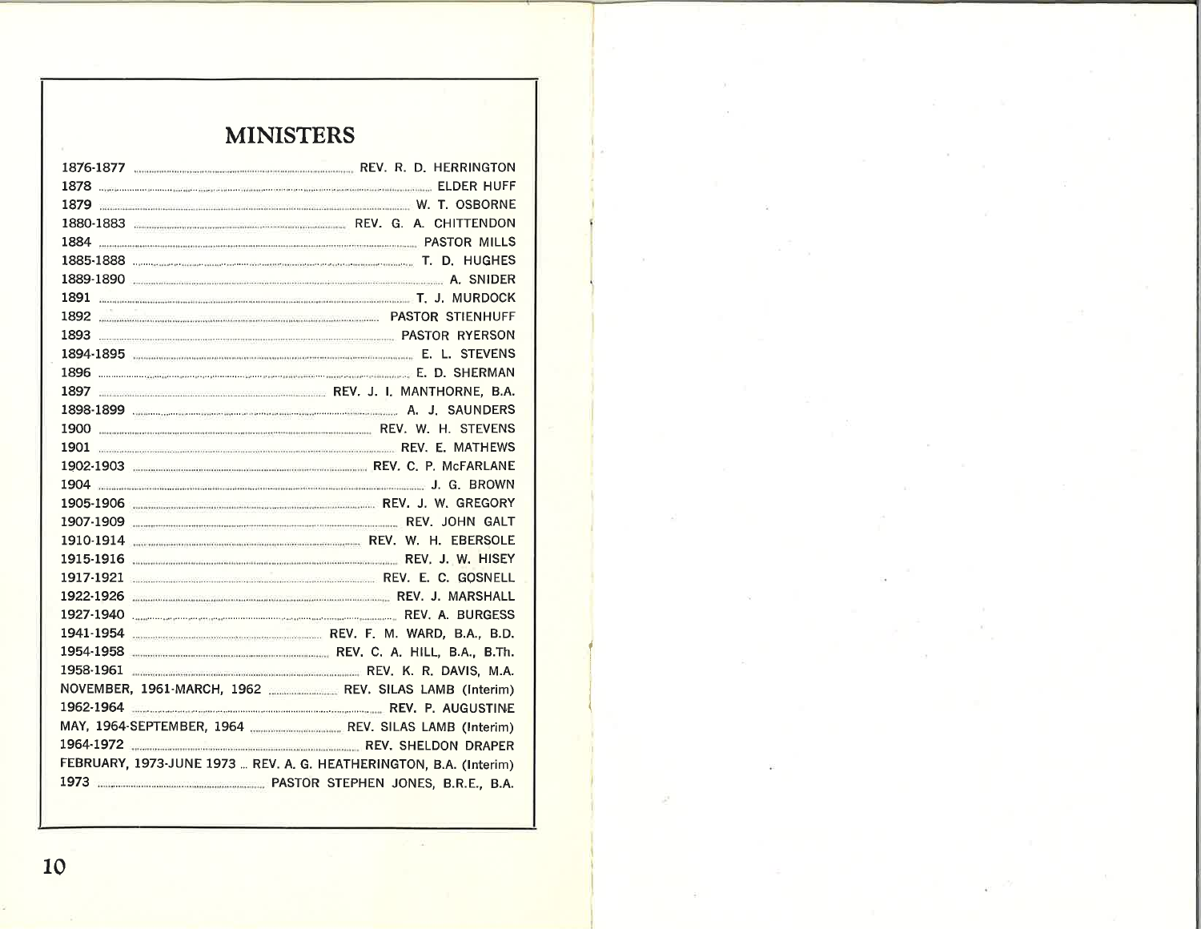## MINISTERS

| | |
|---|---|
| 1876-1877 | REV. R. D. HERRINGTON |
| 1878 | ELDER HUFF |
| 1879 | W. T. OSBORNE |
| 1880-1883 | REV. G. A. CHITTENDON |
| 1884 | PASTOR MILLS |
| 1885-1888 | T. D. HUGHES |
| 1889-1890 | A. SNIDER |
| 1891 | T. J. MURDOCK |
| 1892 | PASTOR STIENHUFF |
| 1893 | PASTOR RYERSON |
| 1894-1895 | E. L. STEVENS |
| 1896 | E. D. SHERMAN |
| 1897 | REV. J. I. MANTHORNE, B.A. |
| 1898-1899 | A. J. SAUNDERS |
| 1900 | REV. W. H. STEVENS |
| 1901 | REV. E. MATHEWS |
| 1902-1903 | REV. C. P. McFARLANE |
| 1904 | J. G. BROWN |
| 1905-1906 | REV. J. W. GREGORY |
| 1907-1909 | REV. JOHN GALT |
| 1910-1914 | REV. W. H. EBERSOLE |
| 1915-1916 | REV. J. W. HISEY |
| 1917-1921 | REV. E. C. GOSNELL |
| 1922-1926 | REV. J. MARSHALL |
| 1927-1940 | REV. A. BURGESS |
| 1941-1954 | REV. F. M. WARD, B.A., B.D. |
| 1954-1958 | REV. C. A. HILL, B.A., B.Th. |
| 1958-1961 | REV. K. R. DAVIS, M.A. |
| NOVEMBER, 1961-MARCH, 1962 | REV. SILAS LAMB (Interim) |
| 1962-1964 | REV. P. AUGUSTINE |
| MAY, 1964-SEPTEMBER, 1964 | REV. SILAS LAMB (Interim) |
| 1964-1972 | REV. SHELDON DRAPER |
| FEBRUARY, 1973-JUNE 1973 | REV. A. G. HEATHERINGTON, B.A. (Interim) |
| 1973 | PASTOR STEPHEN JONES, B.R.E., B.A. |